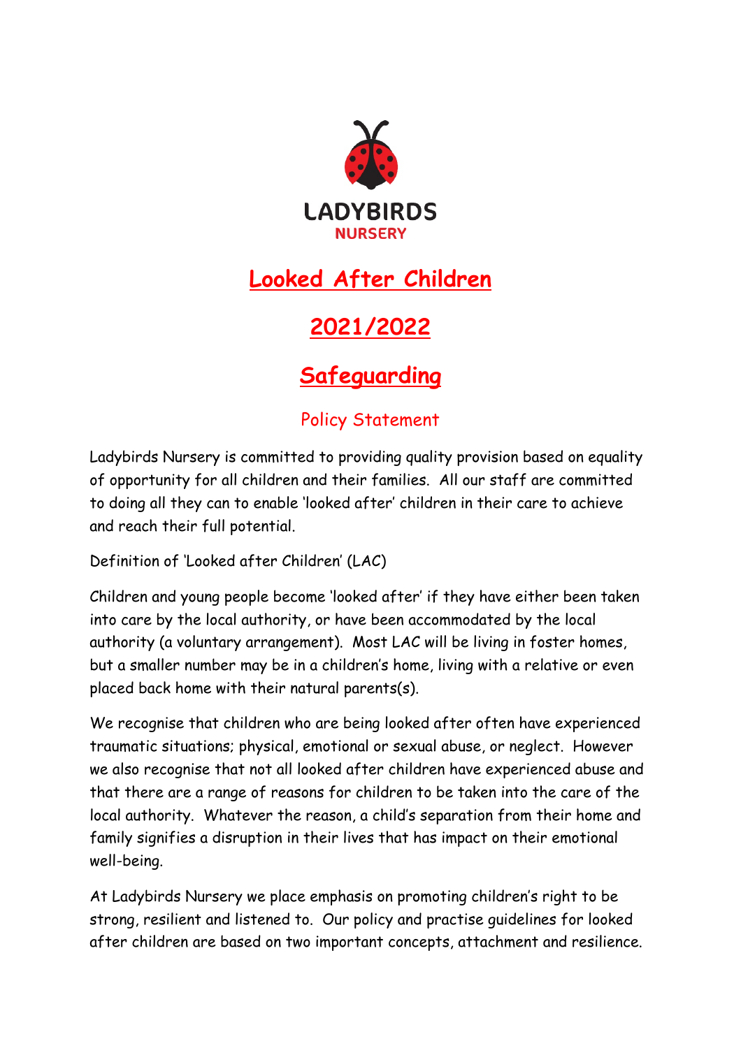LADYBIRDS
NURSERY

# Looked After Children

# 2021/2022

# Safeguarding

## Policy Statement

Ladybirds Nursery is committed to providing quality provision based on equality of opportunity for all children and their families. All our staff are committed to doing all they can to enable 'looked after' children in their care to achieve and reach their full potential.

Definition of 'Looked after Children' (LAC)

Children and young people become 'looked after' if they have either been taken into care by the local authority, or have been accommodated by the local authority (a voluntary arrangement). Most LAC will be living in foster homes, but a smaller number may be in a children's home, living with a relative or even placed back home with their natural parents(s).

We recognise that children who are being looked after often have experienced traumatic situations; physical, emotional or sexual abuse, or neglect. However we also recognise that not all looked after children have experienced abuse and that there are a range of reasons for children to be taken into the care of the local authority. Whatever the reason, a child's separation from their home and family signifies a disruption in their lives that has impact on their emotional well-being.

At Ladybirds Nursery we place emphasis on promoting children's right to be strong, resilient and listened to. Our policy and practise guidelines for looked after children are based on two important concepts, attachment and resilience.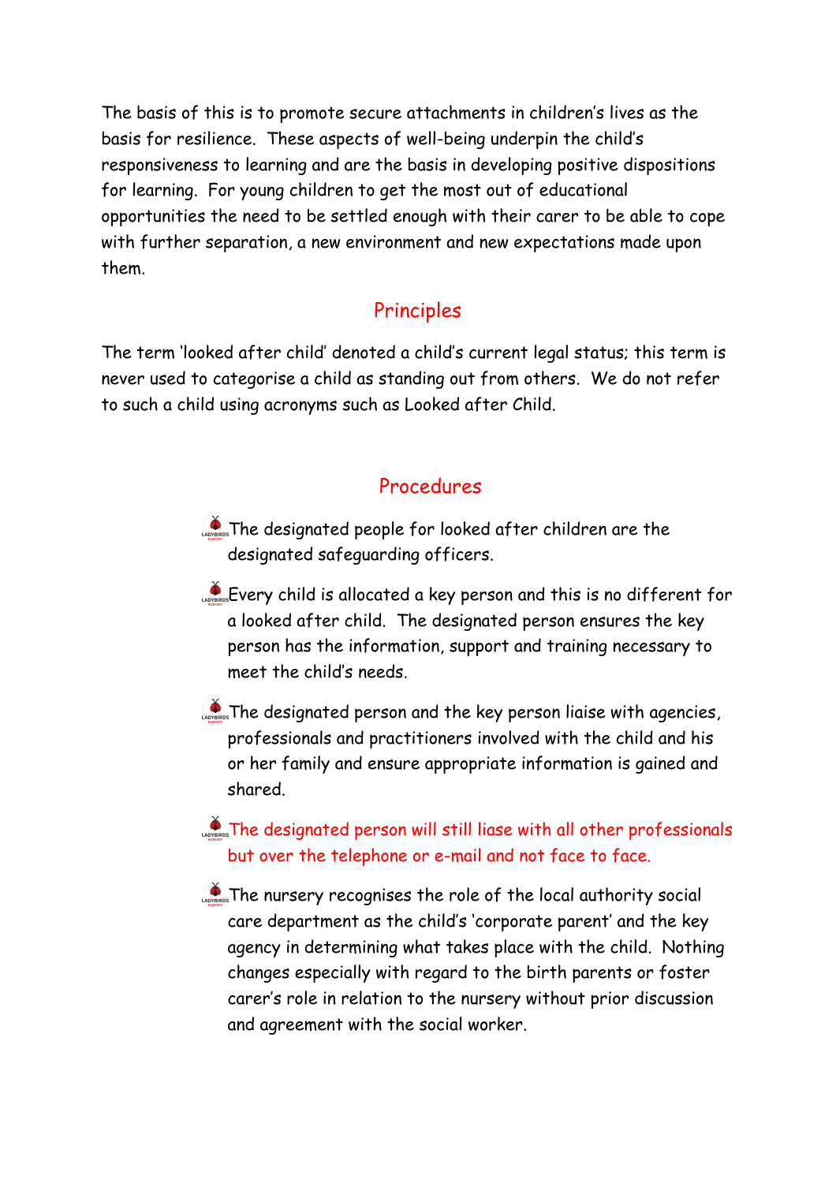The basis of this is to promote secure attachments in children's lives as the basis for resilience. These aspects of well-being underpin the child's responsiveness to learning and are the basis in developing positive dispositions for learning. For young children to get the most out of educational opportunities the need to be settled enough with their carer to be able to cope with further separation, a new environment and new expectations made upon them.

## Principles

The term 'looked after child' denoted a child's current legal status; this term is never used to categorise a child as standing out from others. We do not refer to such a child using acronyms such as Looked after Child.

## Procedures

- The designated people for looked after children are the designated safeguarding officers.
- Every child is allocated a key person and this is no different for a looked after child. The designated person ensures the key person has the information, support and training necessary to meet the child's needs.
- The designated person and the key person liaise with agencies, professionals and practitioners involved with the child and his or her family and ensure appropriate information is gained and shared.
- The designated person will still liase with all other professionals but over the telephone or e-mail and not face to face.
- The nursery recognises the role of the local authority social care department as the child's 'corporate parent' and the key agency in determining what takes place with the child. Nothing changes especially with regard to the birth parents or foster carer's role in relation to the nursery without prior discussion and agreement with the social worker.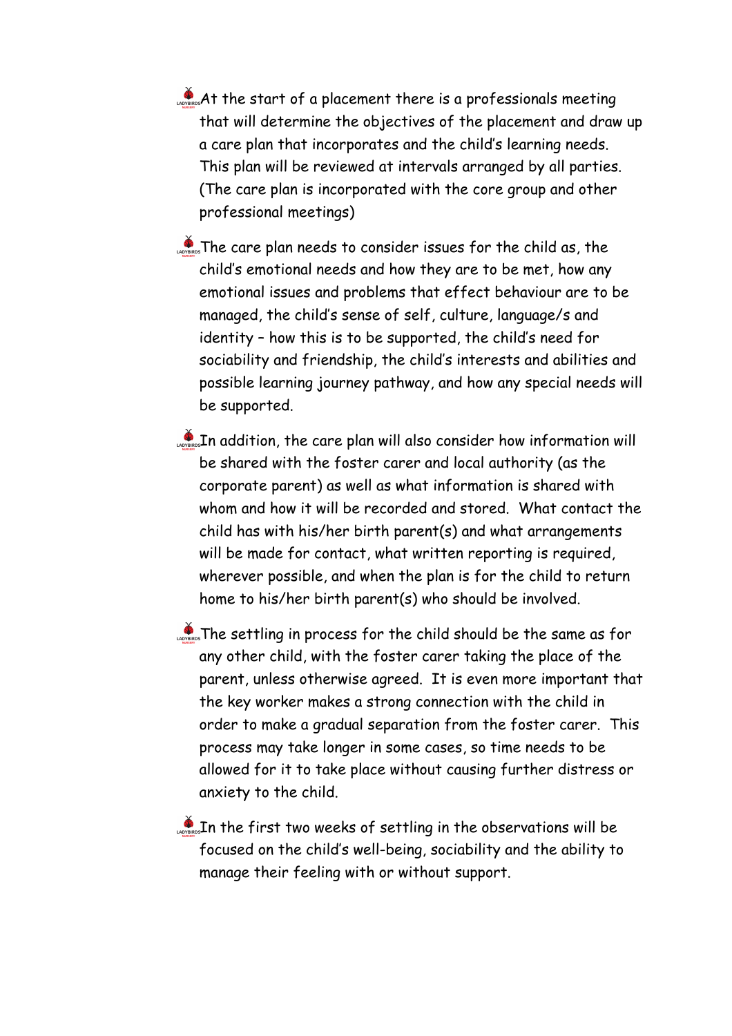- At the start of a placement there is a professionals meeting that will determine the objectives of the placement and draw up a care plan that incorporates and the child's learning needs. This plan will be reviewed at intervals arranged by all parties. (The care plan is incorporated with the core group and other professional meetings)

- The care plan needs to consider issues for the child as, the child's emotional needs and how they are to be met, how any emotional issues and problems that effect behaviour are to be managed, the child's sense of self, culture, language/s and identity – how this is to be supported, the child's need for sociability and friendship, the child's interests and abilities and possible learning journey pathway, and how any special needs will be supported.

- In addition, the care plan will also consider how information will be shared with the foster carer and local authority (as the corporate parent) as well as what information is shared with whom and how it will be recorded and stored. What contact the child has with his/her birth parent(s) and what arrangements will be made for contact, what written reporting is required, wherever possible, and when the plan is for the child to return home to his/her birth parent(s) who should be involved.

- The settling in process for the child should be the same as for any other child, with the foster carer taking the place of the parent, unless otherwise agreed. It is even more important that the key worker makes a strong connection with the child in order to make a gradual separation from the foster carer. This process may take longer in some cases, so time needs to be allowed for it to take place without causing further distress or anxiety to the child.

- In the first two weeks of settling in the observations will be focused on the child's well-being, sociability and the ability to manage their feeling with or without support.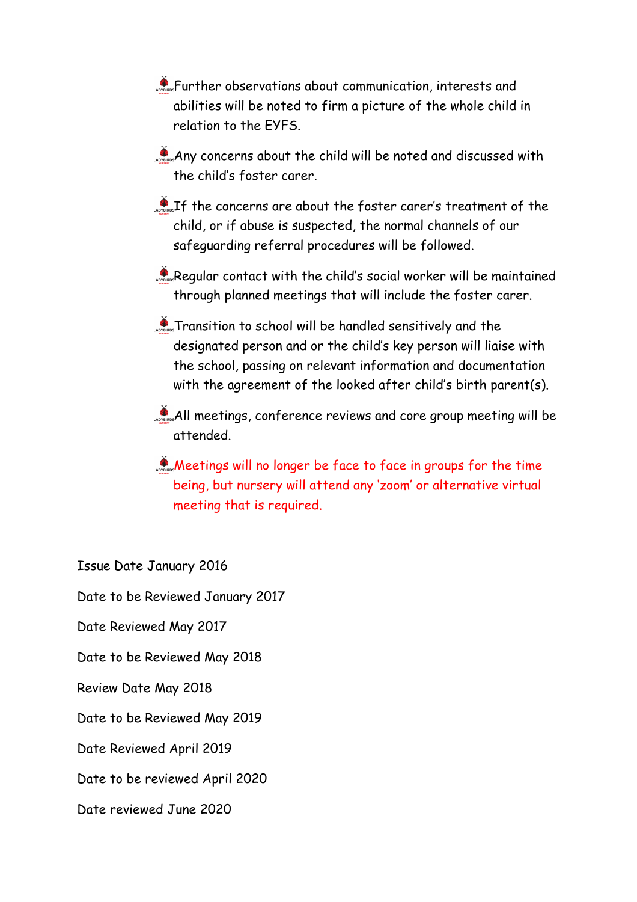- Further observations about communication, interests and abilities will be noted to firm a picture of the whole child in relation to the EYFS.
- Any concerns about the child will be noted and discussed with the child's foster carer.
- If the concerns are about the foster carer's treatment of the child, or if abuse is suspected, the normal channels of our safeguarding referral procedures will be followed.
- Regular contact with the child's social worker will be maintained through planned meetings that will include the foster carer.
- Transition to school will be handled sensitively and the designated person and or the child's key person will liaise with the school, passing on relevant information and documentation with the agreement of the looked after child's birth parent(s).
- All meetings, conference reviews and core group meeting will be attended.
- Meetings will no longer be face to face in groups for the time being, but nursery will attend any 'zoom' or alternative virtual meeting that is required.

Issue Date January 2016

Date to be Reviewed January 2017

Date Reviewed May 2017

Date to be Reviewed May 2018

Review Date May 2018

Date to be Reviewed May 2019

Date Reviewed April 2019

Date to be reviewed April 2020

Date reviewed June 2020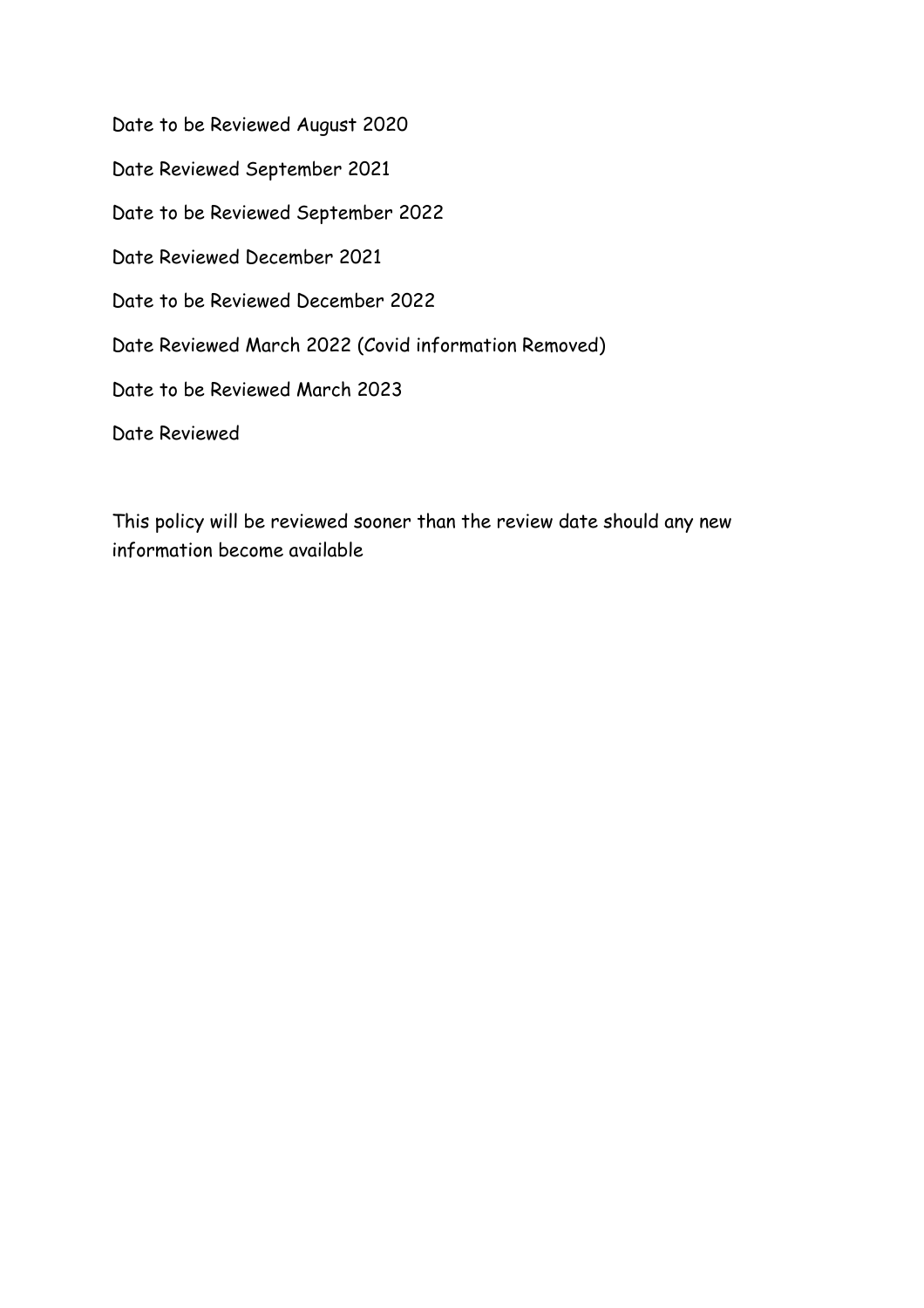Date to be Reviewed August 2020

Date Reviewed September 2021

Date to be Reviewed September 2022

Date Reviewed December 2021

Date to be Reviewed December 2022

Date Reviewed March 2022 (Covid information Removed)

Date to be Reviewed March 2023

Date Reviewed

This policy will be reviewed sooner than the review date should any new information become available